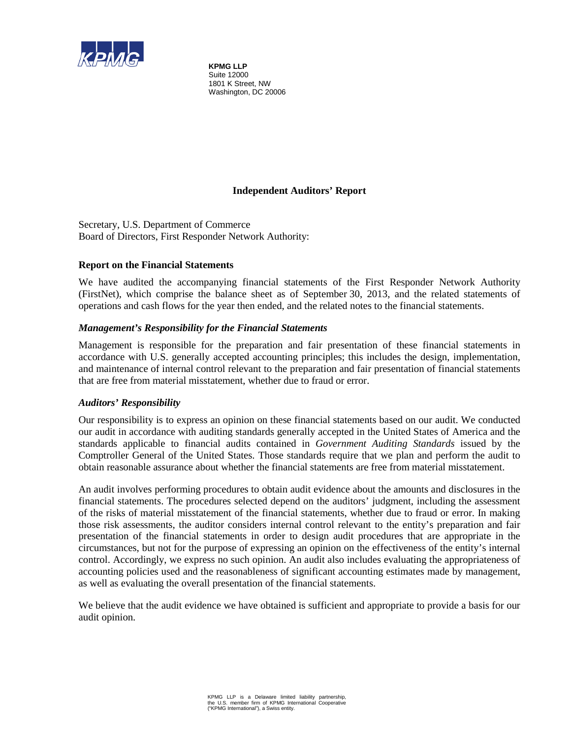**KPMG LLP**
Suite 12000
1801 K Street, NW
Washington, DC 20006

## Independent Auditors' Report

Secretary, U.S. Department of Commerce
Board of Directors, First Responder Network Authority:

### Report on the Financial Statements

We have audited the accompanying financial statements of the First Responder Network Authority (FirstNet), which comprise the balance sheet as of September 30, 2013, and the related statements of operations and cash flows for the year then ended, and the related notes to the financial statements.

#### *Management's Responsibility for the Financial Statements*

Management is responsible for the preparation and fair presentation of these financial statements in accordance with U.S. generally accepted accounting principles; this includes the design, implementation, and maintenance of internal control relevant to the preparation and fair presentation of financial statements that are free from material misstatement, whether due to fraud or error.

#### *Auditors' Responsibility*

Our responsibility is to express an opinion on these financial statements based on our audit. We conducted our audit in accordance with auditing standards generally accepted in the United States of America and the standards applicable to financial audits contained in *Government Auditing Standards* issued by the Comptroller General of the United States. Those standards require that we plan and perform the audit to obtain reasonable assurance about whether the financial statements are free from material misstatement.

An audit involves performing procedures to obtain audit evidence about the amounts and disclosures in the financial statements. The procedures selected depend on the auditors' judgment, including the assessment of the risks of material misstatement of the financial statements, whether due to fraud or error. In making those risk assessments, the auditor considers internal control relevant to the entity's preparation and fair presentation of the financial statements in order to design audit procedures that are appropriate in the circumstances, but not for the purpose of expressing an opinion on the effectiveness of the entity's internal control. Accordingly, we express no such opinion. An audit also includes evaluating the appropriateness of accounting policies used and the reasonableness of significant accounting estimates made by management, as well as evaluating the overall presentation of the financial statements.

We believe that the audit evidence we have obtained is sufficient and appropriate to provide a basis for our audit opinion.

KPMG LLP is a Delaware limited liability partnership, the U.S. member firm of KPMG International Cooperative ("KPMG International"), a Swiss entity.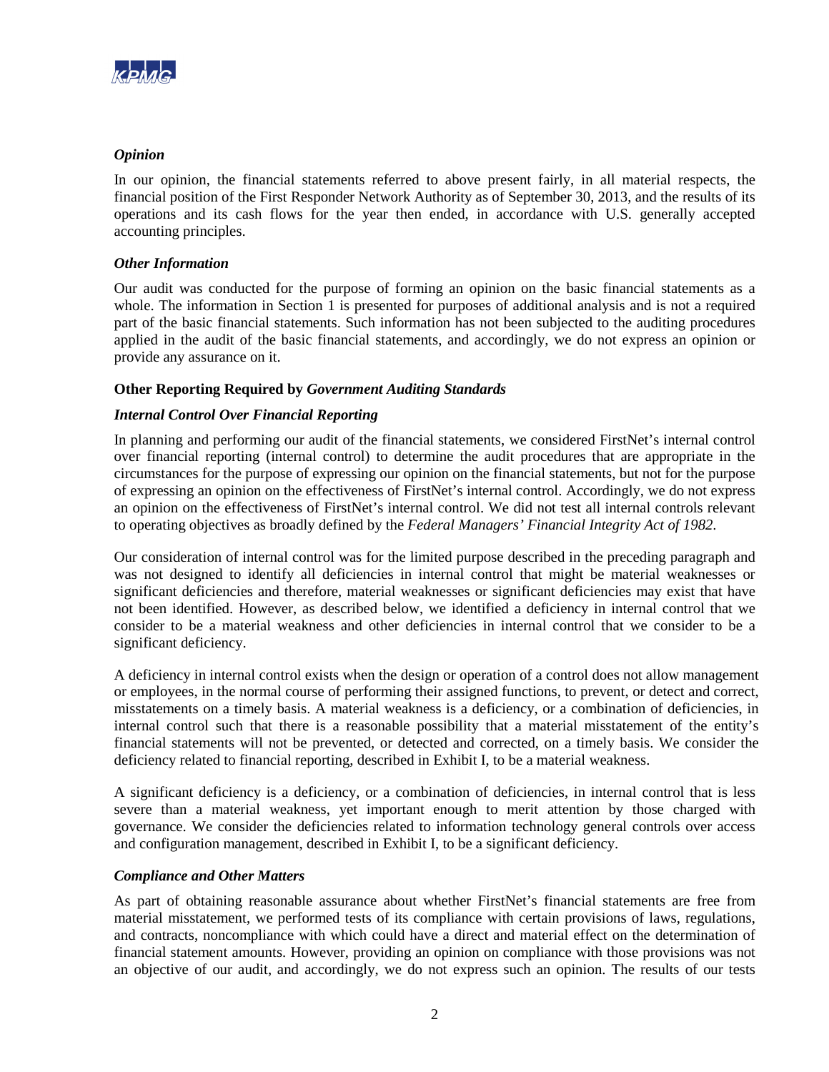### *Opinion*

In our opinion, the financial statements referred to above present fairly, in all material respects, the financial position of the First Responder Network Authority as of September 30, 2013, and the results of its operations and its cash flows for the year then ended, in accordance with U.S. generally accepted accounting principles.

### *Other Information*

Our audit was conducted for the purpose of forming an opinion on the basic financial statements as a whole. The information in Section 1 is presented for purposes of additional analysis and is not a required part of the basic financial statements. Such information has not been subjected to the auditing procedures applied in the audit of the basic financial statements, and accordingly, we do not express an opinion or provide any assurance on it.

## Other Reporting Required by *Government Auditing Standards*

### *Internal Control Over Financial Reporting*

In planning and performing our audit of the financial statements, we considered FirstNet's internal control over financial reporting (internal control) to determine the audit procedures that are appropriate in the circumstances for the purpose of expressing our opinion on the financial statements, but not for the purpose of expressing an opinion on the effectiveness of FirstNet's internal control. Accordingly, we do not express an opinion on the effectiveness of FirstNet's internal control. We did not test all internal controls relevant to operating objectives as broadly defined by the *Federal Managers' Financial Integrity Act of 1982*.

Our consideration of internal control was for the limited purpose described in the preceding paragraph and was not designed to identify all deficiencies in internal control that might be material weaknesses or significant deficiencies and therefore, material weaknesses or significant deficiencies may exist that have not been identified. However, as described below, we identified a deficiency in internal control that we consider to be a material weakness and other deficiencies in internal control that we consider to be a significant deficiency.

A deficiency in internal control exists when the design or operation of a control does not allow management or employees, in the normal course of performing their assigned functions, to prevent, or detect and correct, misstatements on a timely basis. A material weakness is a deficiency, or a combination of deficiencies, in internal control such that there is a reasonable possibility that a material misstatement of the entity's financial statements will not be prevented, or detected and corrected, on a timely basis. We consider the deficiency related to financial reporting, described in Exhibit I, to be a material weakness.

A significant deficiency is a deficiency, or a combination of deficiencies, in internal control that is less severe than a material weakness, yet important enough to merit attention by those charged with governance. We consider the deficiencies related to information technology general controls over access and configuration management, described in Exhibit I, to be a significant deficiency.

### *Compliance and Other Matters*

As part of obtaining reasonable assurance about whether FirstNet's financial statements are free from material misstatement, we performed tests of its compliance with certain provisions of laws, regulations, and contracts, noncompliance with which could have a direct and material effect on the determination of financial statement amounts. However, providing an opinion on compliance with those provisions was not an objective of our audit, and accordingly, we do not express such an opinion. The results of our tests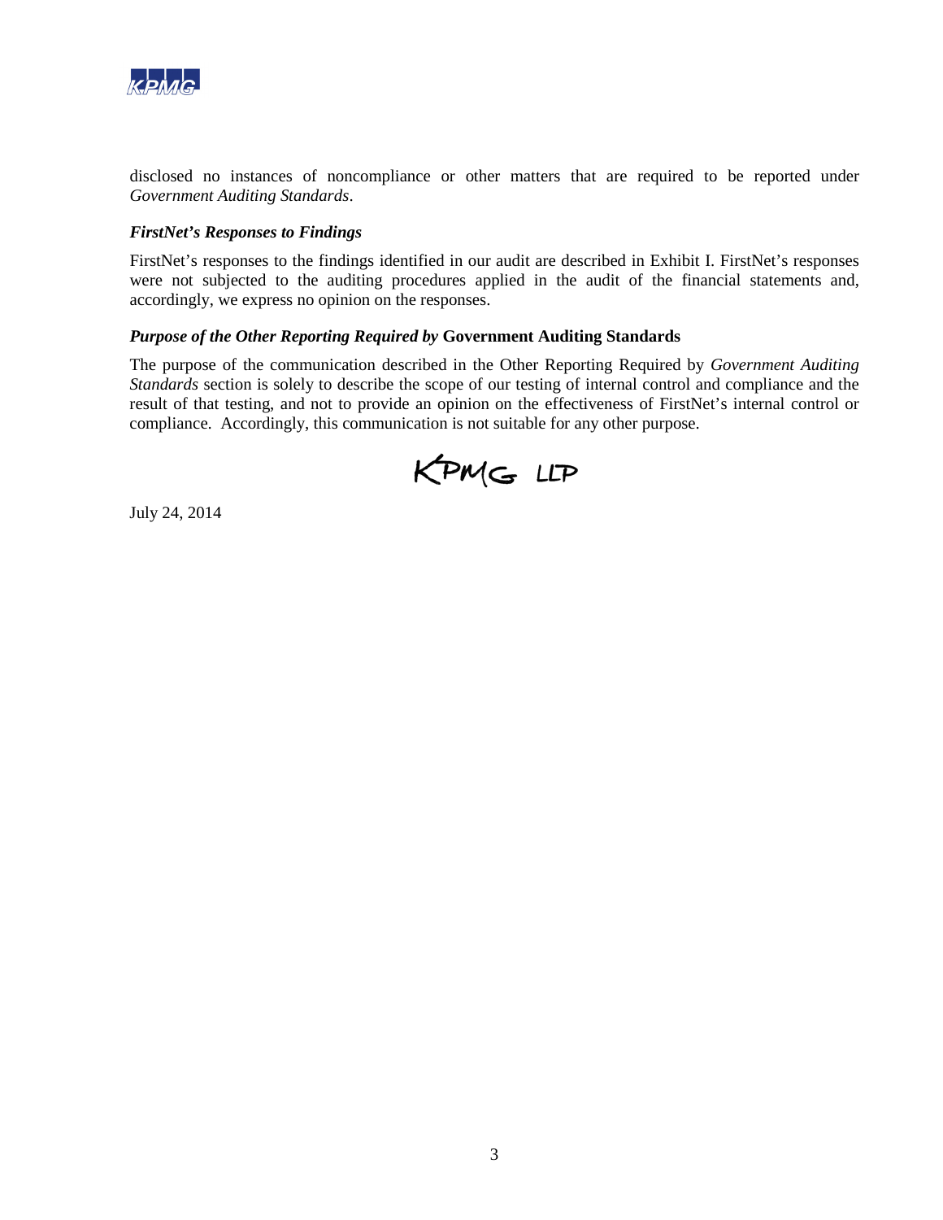disclosed no instances of noncompliance or other matters that are required to be reported under *Government Auditing Standards*.

***FirstNet's Responses to Findings***

FirstNet's responses to the findings identified in our audit are described in Exhibit I. FirstNet's responses were not subjected to the auditing procedures applied in the audit of the financial statements and, accordingly, we express no opinion on the responses.

***Purpose of the Other Reporting Required by* Government Auditing Standards**

The purpose of the communication described in the Other Reporting Required by *Government Auditing Standards* section is solely to describe the scope of our testing of internal control and compliance and the result of that testing, and not to provide an opinion on the effectiveness of FirstNet's internal control or compliance. Accordingly, this communication is not suitable for any other purpose.

KPMG LLP

July 24, 2014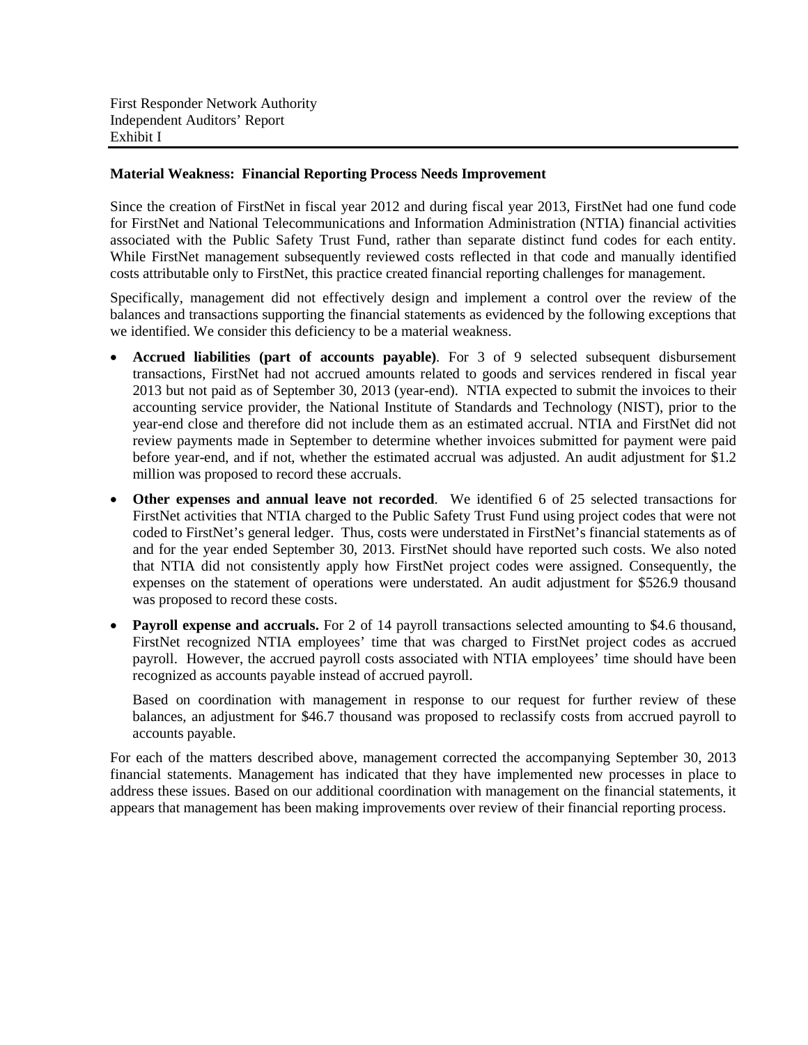**Material Weakness: Financial Reporting Process Needs Improvement**

Since the creation of FirstNet in fiscal year 2012 and during fiscal year 2013, FirstNet had one fund code for FirstNet and National Telecommunications and Information Administration (NTIA) financial activities associated with the Public Safety Trust Fund, rather than separate distinct fund codes for each entity. While FirstNet management subsequently reviewed costs reflected in that code and manually identified costs attributable only to FirstNet, this practice created financial reporting challenges for management.

Specifically, management did not effectively design and implement a control over the review of the balances and transactions supporting the financial statements as evidenced by the following exceptions that we identified. We consider this deficiency to be a material weakness.

- **Accrued liabilities (part of accounts payable)**. For 3 of 9 selected subsequent disbursement transactions, FirstNet had not accrued amounts related to goods and services rendered in fiscal year 2013 but not paid as of September 30, 2013 (year-end). NTIA expected to submit the invoices to their accounting service provider, the National Institute of Standards and Technology (NIST), prior to the year-end close and therefore did not include them as an estimated accrual. NTIA and FirstNet did not review payments made in September to determine whether invoices submitted for payment were paid before year-end, and if not, whether the estimated accrual was adjusted. An audit adjustment for $1.2 million was proposed to record these accruals.
- **Other expenses and annual leave not recorded**. We identified 6 of 25 selected transactions for FirstNet activities that NTIA charged to the Public Safety Trust Fund using project codes that were not coded to FirstNet's general ledger. Thus, costs were understated in FirstNet's financial statements as of and for the year ended September 30, 2013. FirstNet should have reported such costs. We also noted that NTIA did not consistently apply how FirstNet project codes were assigned. Consequently, the expenses on the statement of operations were understated. An audit adjustment for $526.9 thousand was proposed to record these costs.
- **Payroll expense and accruals.** For 2 of 14 payroll transactions selected amounting to $4.6 thousand, FirstNet recognized NTIA employees' time that was charged to FirstNet project codes as accrued payroll. However, the accrued payroll costs associated with NTIA employees' time should have been recognized as accounts payable instead of accrued payroll.

  Based on coordination with management in response to our request for further review of these balances, an adjustment for $46.7 thousand was proposed to reclassify costs from accrued payroll to accounts payable.

For each of the matters described above, management corrected the accompanying September 30, 2013 financial statements. Management has indicated that they have implemented new processes in place to address these issues. Based on our additional coordination with management on the financial statements, it appears that management has been making improvements over review of their financial reporting process.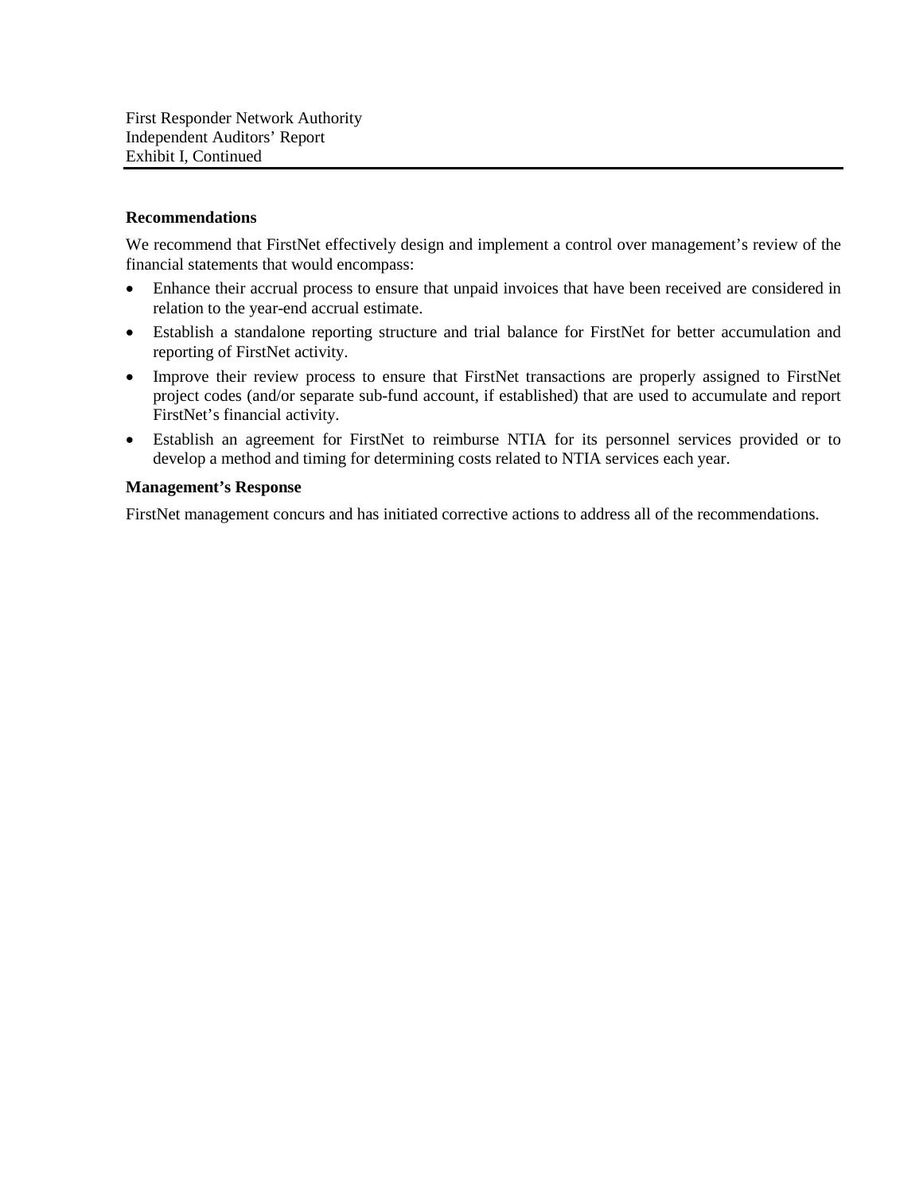### Recommendations

We recommend that FirstNet effectively design and implement a control over management's review of the financial statements that would encompass:

- Enhance their accrual process to ensure that unpaid invoices that have been received are considered in relation to the year-end accrual estimate.
- Establish a standalone reporting structure and trial balance for FirstNet for better accumulation and reporting of FirstNet activity.
- Improve their review process to ensure that FirstNet transactions are properly assigned to FirstNet project codes (and/or separate sub-fund account, if established) that are used to accumulate and report FirstNet's financial activity.
- Establish an agreement for FirstNet to reimburse NTIA for its personnel services provided or to develop a method and timing for determining costs related to NTIA services each year.

### Management's Response

FirstNet management concurs and has initiated corrective actions to address all of the recommendations.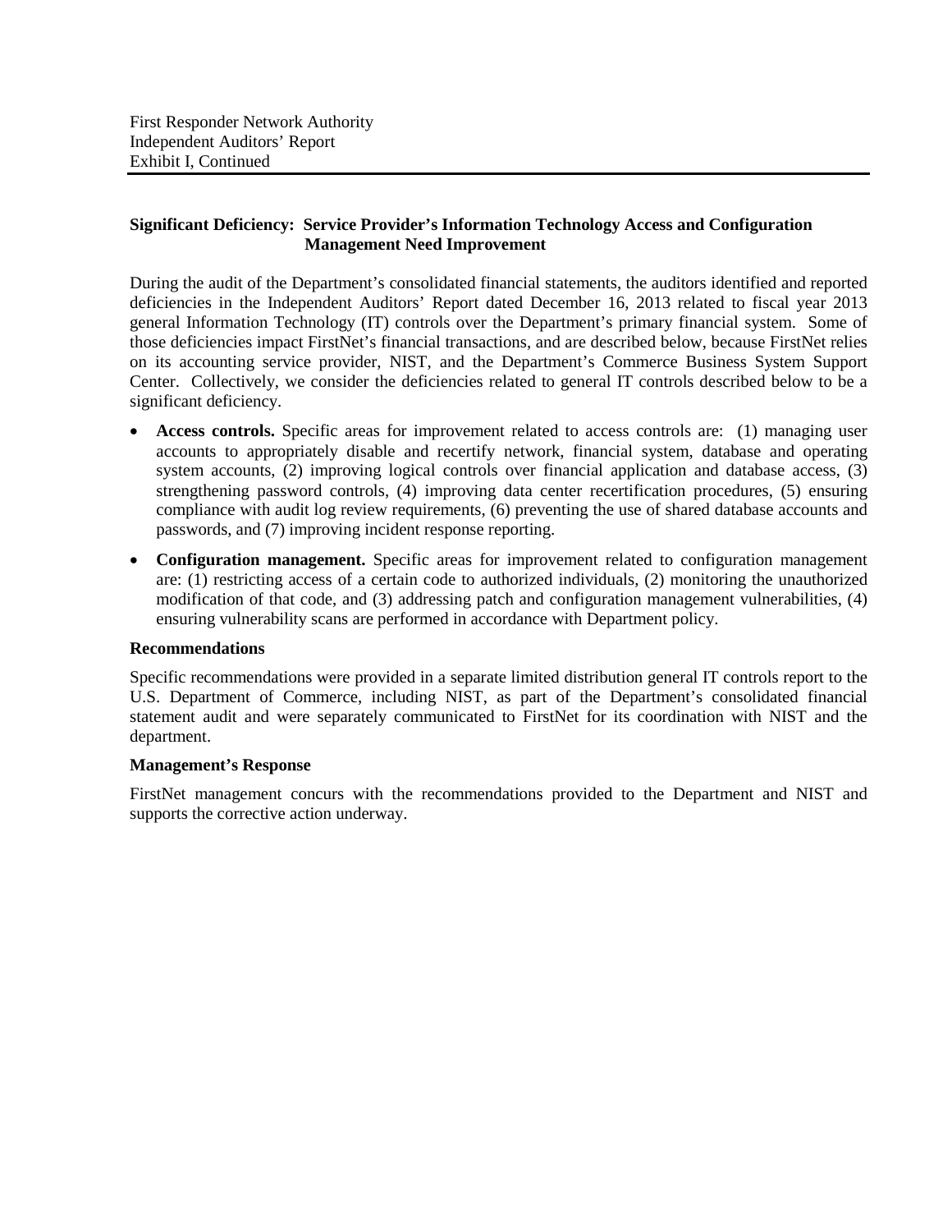First Responder Network Authority
Independent Auditors' Report
Exhibit I, Continued

## Significant Deficiency: Service Provider's Information Technology Access and Configuration Management Need Improvement

During the audit of the Department's consolidated financial statements, the auditors identified and reported deficiencies in the Independent Auditors' Report dated December 16, 2013 related to fiscal year 2013 general Information Technology (IT) controls over the Department's primary financial system. Some of those deficiencies impact FirstNet's financial transactions, and are described below, because FirstNet relies on its accounting service provider, NIST, and the Department's Commerce Business System Support Center. Collectively, we consider the deficiencies related to general IT controls described below to be a significant deficiency.

- **Access controls.** Specific areas for improvement related to access controls are: (1) managing user accounts to appropriately disable and recertify network, financial system, database and operating system accounts, (2) improving logical controls over financial application and database access, (3) strengthening password controls, (4) improving data center recertification procedures, (5) ensuring compliance with audit log review requirements, (6) preventing the use of shared database accounts and passwords, and (7) improving incident response reporting.
- **Configuration management.** Specific areas for improvement related to configuration management are: (1) restricting access of a certain code to authorized individuals, (2) monitoring the unauthorized modification of that code, and (3) addressing patch and configuration management vulnerabilities, (4) ensuring vulnerability scans are performed in accordance with Department policy.

### Recommendations

Specific recommendations were provided in a separate limited distribution general IT controls report to the U.S. Department of Commerce, including NIST, as part of the Department's consolidated financial statement audit and were separately communicated to FirstNet for its coordination with NIST and the department.

### Management's Response

FirstNet management concurs with the recommendations provided to the Department and NIST and supports the corrective action underway.